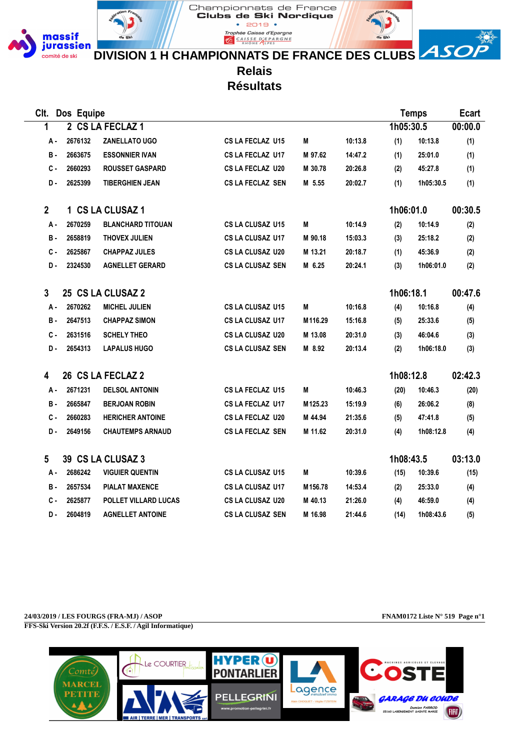Championnats de France Clubs de Ski Nordique • 2019 •

Trophée Caisse d'Epargne

# DIVISION 1 H CHAMPIONNATS DE FRANCE DES CLUBS

## Relais

## Résultats

| Clt. | Dos | Equipe | | | | | | | Temps | Ecart |
|---|---|---|---|---|---|---|---|---|---|---|
| 1 | 2 | CS LA FECLAZ 1 | | | | | | | 1h05:30.5 | 00:00.0 |
| A - | 2676132 | ZANELLATO UGO | CS LA FECLAZ | U15 | M | 10:13.8 | (1) | 10:13.8 | | (1) |
| B - | 2663675 | ESSONNIER IVAN | CS LA FECLAZ | U17 | M 97.62 | 14:47.2 | (1) | 25:01.0 | | (1) |
| C - | 2660293 | ROUSSET GASPARD | CS LA FECLAZ | U20 | M 30.78 | 20:26.8 | (2) | 45:27.8 | | (1) |
| D - | 2625399 | TIBERGHIEN JEAN | CS LA FECLAZ | SEN | M 5.55 | 20:02.7 | (1) | 1h05:30.5 | | (1) |
| 2 | 1 | CS LA CLUSAZ 1 | | | | | | | 1h06:01.0 | 00:30.5 |
| A - | 2670259 | BLANCHARD TITOUAN | CS LA CLUSAZ | U15 | M | 10:14.9 | (2) | 10:14.9 | | (2) |
| B - | 2658819 | THOVEX JULIEN | CS LA CLUSAZ | U17 | M 90.18 | 15:03.3 | (3) | 25:18.2 | | (2) |
| C - | 2625867 | CHAPPAZ JULES | CS LA CLUSAZ | U20 | M 13.21 | 20:18.7 | (1) | 45:36.9 | | (2) |
| D - | 2324530 | AGNELLET GERARD | CS LA CLUSAZ | SEN | M 6.25 | 20:24.1 | (3) | 1h06:01.0 | | (2) |
| 3 | 25 | CS LA CLUSAZ 2 | | | | | | | 1h06:18.1 | 00:47.6 |
| A - | 2670262 | MICHEL JULIEN | CS LA CLUSAZ | U15 | M | 10:16.8 | (4) | 10:16.8 | | (4) |
| B - | 2647513 | CHAPPAZ SIMON | CS LA CLUSAZ | U17 | M116.29 | 15:16.8 | (5) | 25:33.6 | | (5) |
| C - | 2631516 | SCHELY THEO | CS LA CLUSAZ | U20 | M 13.08 | 20:31.0 | (3) | 46:04.6 | | (3) |
| D - | 2654313 | LAPALUS HUGO | CS LA CLUSAZ | SEN | M 8.92 | 20:13.4 | (2) | 1h06:18.0 | | (3) |
| 4 | 26 | CS LA FECLAZ 2 | | | | | | | 1h08:12.8 | 02:42.3 |
| A - | 2671231 | DELSOL ANTONIN | CS LA FECLAZ | U15 | M | 10:46.3 | (20) | 10:46.3 | | (20) |
| B - | 2665847 | BERJOAN ROBIN | CS LA FECLAZ | U17 | M125.23 | 15:19.9 | (6) | 26:06.2 | | (8) |
| C - | 2660283 | HERICHER ANTOINE | CS LA FECLAZ | U20 | M 44.94 | 21:35.6 | (5) | 47:41.8 | | (5) |
| D - | 2649156 | CHAUTEMPS ARNAUD | CS LA FECLAZ | SEN | M 11.62 | 20:31.0 | (4) | 1h08:12.8 | | (4) |
| 5 | 39 | CS LA CLUSAZ 3 | | | | | | | 1h08:43.5 | 03:13.0 |
| A - | 2686242 | VIGUIER QUENTIN | CS LA CLUSAZ | U15 | M | 10:39.6 | (15) | 10:39.6 | | (15) |
| B - | 2657534 | PIALAT MAXENCE | CS LA CLUSAZ | U17 | M156.78 | 14:53.4 | (2) | 25:33.0 | | (4) |
| C - | 2625877 | POLLET VILLARD LUCAS | CS LA CLUSAZ | U20 | M 40.13 | 21:26.0 | (4) | 46:59.0 | | (4) |
| D - | 2604819 | AGNELLET ANTOINE | CS LA CLUSAZ | SEN | M 16.98 | 21:44.6 | (14) | 1h08:43.6 | | (5) |

24/03/2019 / LES FOURGS (FRA-MJ) / ASOP — FNAM0172 Liste N° 519 Page n°1

FFS-Ski Version 20.2f (F.F.S. / E.S.F. / Agil Informatique)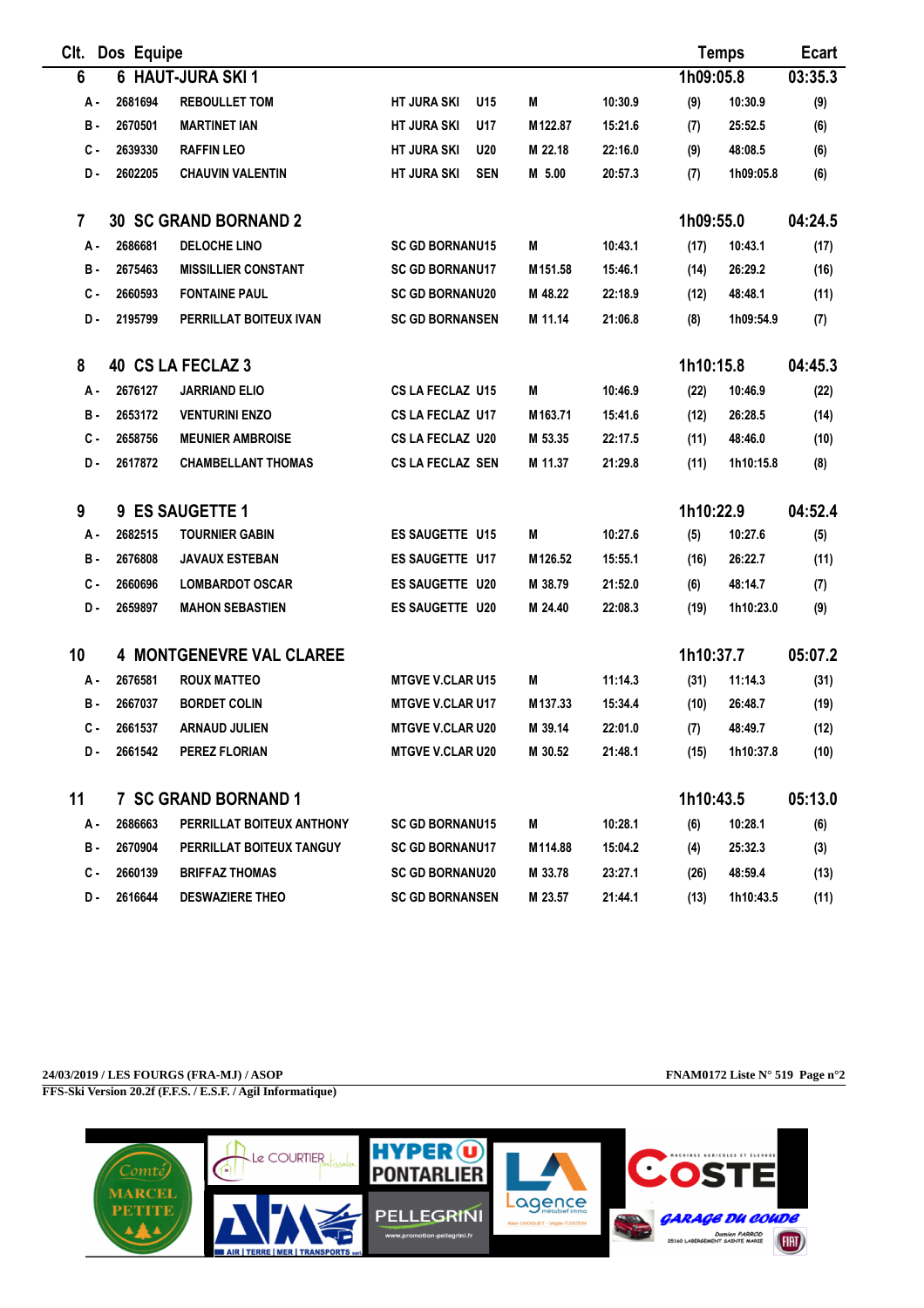| Clt. | Dos | Equipe | | | | | | Temps | | Ecart |
|---|---|---|---|---|---|---|---|---|---|---|
| 6 | 6 | HAUT-JURA SKI 1 | | | | | | 1h09:05.8 | | 03:35.3 |
| A - | 2681694 | REBOULLET TOM | HT JURA SKI | U15 | M | 10:30.9 | (9) | 10:30.9 | | (9) |
| B - | 2670501 | MARTINET IAN | HT JURA SKI | U17 | M 122.87 | 15:21.6 | (7) | 25:52.5 | | (6) |
| C - | 2639330 | RAFFIN LEO | HT JURA SKI | U20 | M 22.18 | 22:16.0 | (9) | 48:08.5 | | (6) |
| D - | 2602205 | CHAUVIN VALENTIN | HT JURA SKI | SEN | M 5.00 | 20:57.3 | (7) | 1h09:05.8 | | (6) |
| 7 | 30 | SC GRAND BORNAND 2 | | | | | | 1h09:55.0 | | 04:24.5 |
| A - | 2686681 | DELOCHE LINO | SC GD BORNAN | U15 | M | 10:43.1 | (17) | 10:43.1 | | (17) |
| B - | 2675463 | MISSILLIER CONSTANT | SC GD BORNAN | U17 | M 151.58 | 15:46.1 | (14) | 26:29.2 | | (16) |
| C - | 2660593 | FONTAINE PAUL | SC GD BORNAN | U20 | M 48.22 | 22:18.9 | (12) | 48:48.1 | | (11) |
| D - | 2195799 | PERRILLAT BOITEUX IVAN | SC GD BORNAN | SEN | M 11.14 | 21:06.8 | (8) | 1h09:54.9 | | (7) |
| 8 | 40 | CS LA FECLAZ 3 | | | | | | 1h10:15.8 | | 04:45.3 |
| A - | 2676127 | JARRIAND ELIO | CS LA FECLAZ | U15 | M | 10:46.9 | (22) | 10:46.9 | | (22) |
| B - | 2653172 | VENTURINI ENZO | CS LA FECLAZ | U17 | M 163.71 | 15:41.6 | (12) | 26:28.5 | | (14) |
| C - | 2658756 | MEUNIER AMBROISE | CS LA FECLAZ | U20 | M 53.35 | 22:17.5 | (11) | 48:46.0 | | (10) |
| D - | 2617872 | CHAMBELLANT THOMAS | CS LA FECLAZ | SEN | M 11.37 | 21:29.8 | (11) | 1h10:15.8 | | (8) |
| 9 | 9 | ES SAUGETTE 1 | | | | | | 1h10:22.9 | | 04:52.4 |
| A - | 2682515 | TOURNIER GABIN | ES SAUGETTE | U15 | M | 10:27.6 | (5) | 10:27.6 | | (5) |
| B - | 2676808 | JAVAUX ESTEBAN | ES SAUGETTE | U17 | M 126.52 | 15:55.1 | (16) | 26:22.7 | | (11) |
| C - | 2660696 | LOMBARDOT OSCAR | ES SAUGETTE | U20 | M 38.79 | 21:52.0 | (6) | 48:14.7 | | (7) |
| D - | 2659897 | MAHON SEBASTIEN | ES SAUGETTE | U20 | M 24.40 | 22:08.3 | (19) | 1h10:23.0 | | (9) |
| 10 | 4 | MONTGENEVRE VAL CLAREE | | | | | | 1h10:37.7 | | 05:07.2 |
| A - | 2676581 | ROUX MATTEO | MTGVE V.CLAR | U15 | M | 11:14.3 | (31) | 11:14.3 | | (31) |
| B - | 2667037 | BORDET COLIN | MTGVE V.CLAR | U17 | M 137.33 | 15:34.4 | (10) | 26:48.7 | | (19) |
| C - | 2661537 | ARNAUD JULIEN | MTGVE V.CLAR | U20 | M 39.14 | 22:01.0 | (7) | 48:49.7 | | (12) |
| D - | 2661542 | PEREZ FLORIAN | MTGVE V.CLAR | U20 | M 30.52 | 21:48.1 | (15) | 1h10:37.8 | | (10) |
| 11 | 7 | SC GRAND BORNAND 1 | | | | | | 1h10:43.5 | | 05:13.0 |
| A - | 2686663 | PERRILLAT BOITEUX ANTHONY | SC GD BORNAN | U15 | M | 10:28.1 | (6) | 10:28.1 | | (6) |
| B - | 2670904 | PERRILLAT BOITEUX TANGUY | SC GD BORNAN | U17 | M 114.88 | 15:04.2 | (4) | 25:32.3 | | (3) |
| C - | 2660139 | BRIFFAZ THOMAS | SC GD BORNAN | U20 | M 33.78 | 23:27.1 | (26) | 48:59.4 | | (13) |
| D - | 2616644 | DESWAZIERE THEO | SC GD BORNAN | SEN | M 23.57 | 21:44.1 | (13) | 1h10:43.5 | | (11) |

**24/03/2019 / LES FOURGS (FRA-MJ) / ASOP** — **FNAM0172 Liste N° 519 Page n°2**

**FFS-Ski Version 20.2f (F.F.S. / E.S.F. / Agil Informatique)**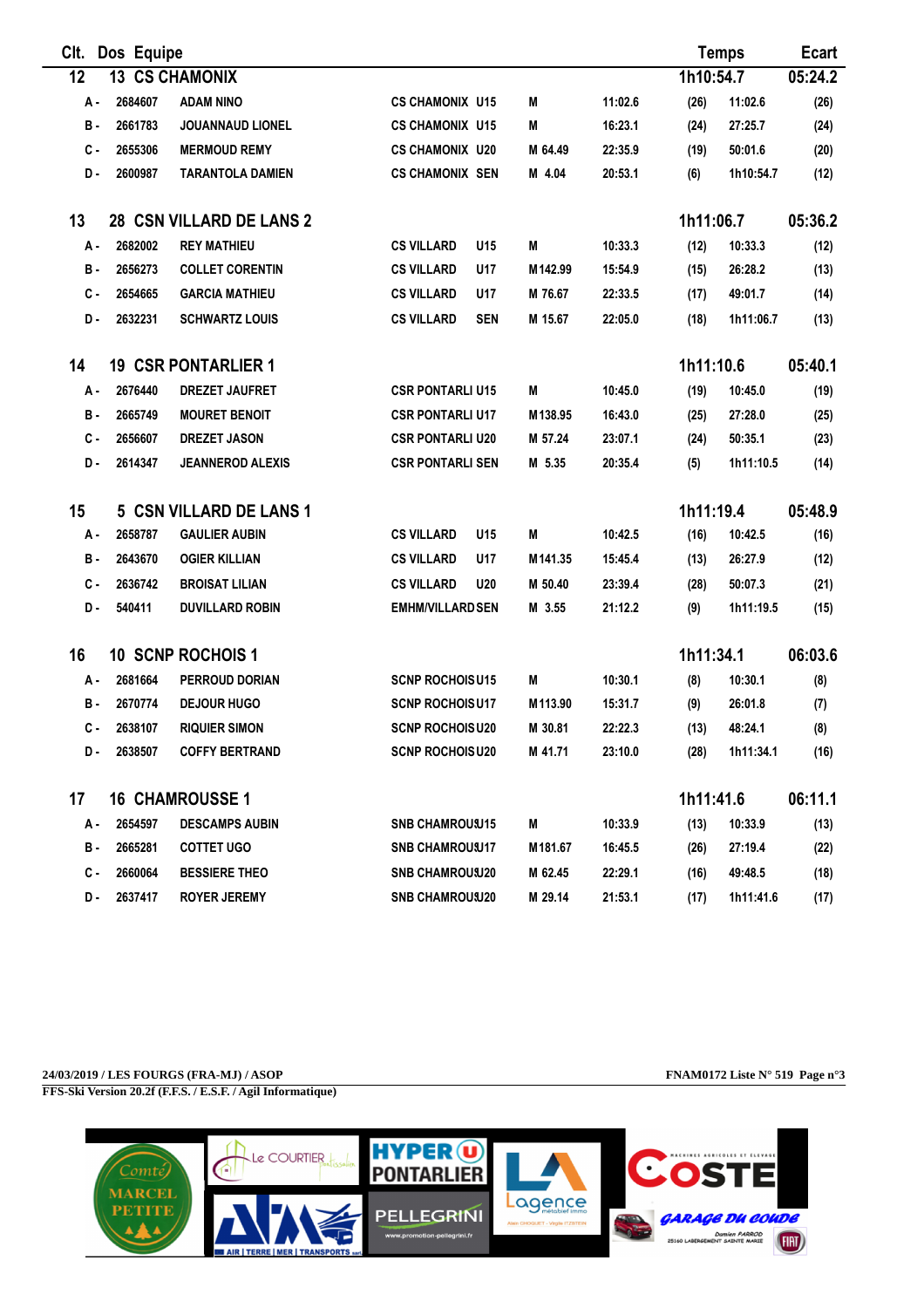| Clt. | Dos | Equipe | | | | | | | Temps | Ecart |
|---|---|---|---|---|---|---|---|---|---|---|
| 12 | 13 | CS CHAMONIX | | | | | | | 1h10:54.7 | 05:24.2 |
| A - | 2684607 | ADAM NINO | CS CHAMONIX | U15 | M | 11:02.6 | (26) | 11:02.6 | | (26) |
| B - | 2661783 | JOUANNAUD LIONEL | CS CHAMONIX | U15 | M | 16:23.1 | (24) | 27:25.7 | | (24) |
| C - | 2655306 | MERMOUD REMY | CS CHAMONIX | U20 | M 64.49 | 22:35.9 | (19) | 50:01.6 | | (20) |
| D - | 2600987 | TARANTOLA DAMIEN | CS CHAMONIX | SEN | M 4.04 | 20:53.1 | (6) | 1h10:54.7 | | (12) |
| 13 | 28 | CSN VILLARD DE LANS 2 | | | | | | | 1h11:06.7 | 05:36.2 |
| A - | 2682002 | REY MATHIEU | CS VILLARD | U15 | M | 10:33.3 | (12) | 10:33.3 | | (12) |
| B - | 2656273 | COLLET CORENTIN | CS VILLARD | U17 | M 142.99 | 15:54.9 | (15) | 26:28.2 | | (13) |
| C - | 2654665 | GARCIA MATHIEU | CS VILLARD | U17 | M 76.67 | 22:33.5 | (17) | 49:01.7 | | (14) |
| D - | 2632231 | SCHWARTZ LOUIS | CS VILLARD | SEN | M 15.67 | 22:05.0 | (18) | 1h11:06.7 | | (13) |
| 14 | 19 | CSR PONTARLIER 1 | | | | | | | 1h11:10.6 | 05:40.1 |
| A - | 2676440 | DREZET JAUFRET | CSR PONTARLI | U15 | M | 10:45.0 | (19) | 10:45.0 | | (19) |
| B - | 2665749 | MOURET BENOIT | CSR PONTARLI | U17 | M 138.95 | 16:43.0 | (25) | 27:28.0 | | (25) |
| C - | 2656607 | DREZET JASON | CSR PONTARLI | U20 | M 57.24 | 23:07.1 | (24) | 50:35.1 | | (23) |
| D - | 2614347 | JEANNEROD ALEXIS | CSR PONTARLI | SEN | M 5.35 | 20:35.4 | (5) | 1h11:10.5 | | (14) |
| 15 | 5 | CSN VILLARD DE LANS 1 | | | | | | | 1h11:19.4 | 05:48.9 |
| A - | 2658787 | GAULIER AUBIN | CS VILLARD | U15 | M | 10:42.5 | (16) | 10:42.5 | | (16) |
| B - | 2643670 | OGIER KILLIAN | CS VILLARD | U17 | M 141.35 | 15:45.4 | (13) | 26:27.9 | | (12) |
| C - | 2636742 | BROISAT LILIAN | CS VILLARD | U20 | M 50.40 | 23:39.4 | (28) | 50:07.3 | | (21) |
| D - | 540411 | DUVILLARD ROBIN | EMHM/VILLARD | SEN | M 3.55 | 21:12.2 | (9) | 1h11:19.5 | | (15) |
| 16 | 10 | SCNP ROCHOIS 1 | | | | | | | 1h11:34.1 | 06:03.6 |
| A - | 2681664 | PERROUD DORIAN | SCNP ROCHOIS | U15 | M | 10:30.1 | (8) | 10:30.1 | | (8) |
| B - | 2670774 | DEJOUR HUGO | SCNP ROCHOIS | U17 | M 113.90 | 15:31.7 | (9) | 26:01.8 | | (7) |
| C - | 2638107 | RIQUIER SIMON | SCNP ROCHOIS | U20 | M 30.81 | 22:22.3 | (13) | 48:24.1 | | (8) |
| D - | 2638507 | COFFY BERTRAND | SCNP ROCHOIS | U20 | M 41.71 | 23:10.0 | (28) | 1h11:34.1 | | (16) |
| 17 | 16 | CHAMROUSSE 1 | | | | | | | 1h11:41.6 | 06:11.1 |
| A - | 2654597 | DESCAMPS AUBIN | SNB CHAMROUS | U15 | M | 10:33.9 | (13) | 10:33.9 | | (13) |
| B - | 2665281 | COTTET UGO | SNB CHAMROUS | U17 | M 181.67 | 16:45.5 | (26) | 27:19.4 | | (22) |
| C - | 2660064 | BESSIERE THEO | SNB CHAMROUS | U20 | M 62.45 | 22:29.1 | (16) | 49:48.5 | | (18) |
| D - | 2637417 | ROYER JEREMY | SNB CHAMROUS | U20 | M 29.14 | 21:53.1 | (17) | 1h11:41.6 | | (17) |

24/03/2019 / LES FOURGS (FRA-MJ) / ASOP — FNAM0172 Liste N° 519

FFS-Ski Version 20.2f (F.F.S. / E.S.F. / Agil Informatique)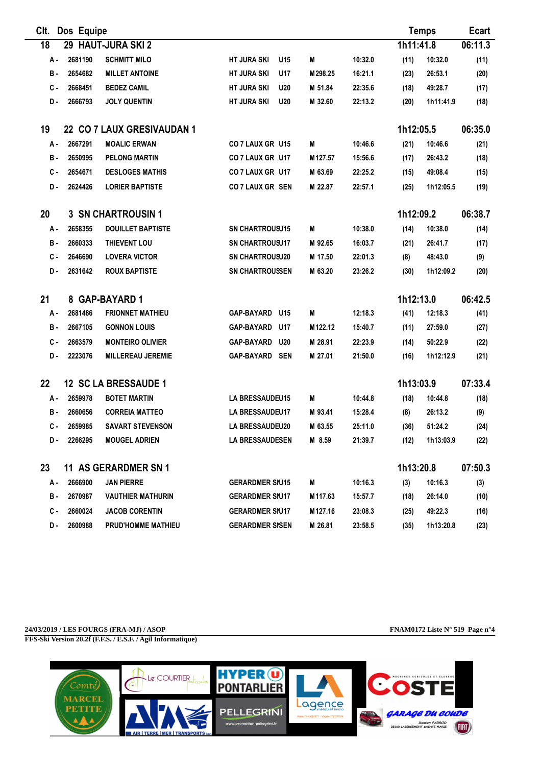| Clt. | Dos | Equipe | | | | | | | Temps | Ecart |
|---|---|---|---|---|---|---|---|---|---|---|
| **18** | **29** | **HAUT-JURA SKI 2** | | | | | | | **1h11:41.8** | **06:11.3** |
| A - | 2681190 | SCHMITT MILO | HT JURA SKI | U15 | M | | 10:32.0 | (11) | 10:32.0 | (11) |
| B - | 2654682 | MILLET ANTOINE | HT JURA SKI | U17 | M | 298.25 | 16:21.1 | (23) | 26:53.1 | (20) |
| C - | 2668451 | BEDEZ CAMIL | HT JURA SKI | U20 | M | 51.84 | 22:35.6 | (18) | 49:28.7 | (17) |
| D - | 2666793 | JOLY QUENTIN | HT JURA SKI | U20 | M | 32.60 | 22:13.2 | (20) | 1h11:41.9 | (18) |
| **19** | **22** | **CO 7 LAUX GRESIVAUDAN 1** | | | | | | | **1h12:05.5** | **06:35.0** |
| A - | 2667291 | MOALIC ERWAN | CO 7 LAUX GR | U15 | M | | 10:46.6 | (21) | 10:46.6 | (21) |
| B - | 2650995 | PELONG MARTIN | CO 7 LAUX GR | U17 | M | 127.57 | 15:56.6 | (17) | 26:43.2 | (18) |
| C - | 2654671 | DESLOGES MATHIS | CO 7 LAUX GR | U17 | M | 63.69 | 22:25.2 | (15) | 49:08.4 | (15) |
| D - | 2624426 | LORIER BAPTISTE | CO 7 LAUX GR | SEN | M | 22.87 | 22:57.1 | (25) | 1h12:05.5 | (19) |
| **20** | **3** | **SN CHARTROUSIN 1** | | | | | | | **1h12:09.2** | **06:38.7** |
| A - | 2658355 | DOUILLET BAPTISTE | SN CHARTROUSI | U15 | M | | 10:38.0 | (14) | 10:38.0 | (14) |
| B - | 2660333 | THIEVENT LOU | SN CHARTROUSI | U17 | M | 92.65 | 16:03.7 | (21) | 26:41.7 | (17) |
| C - | 2646690 | LOVERA VICTOR | SN CHARTROUSI | U20 | M | 17.50 | 22:01.3 | (8) | 48:43.0 | (9) |
| D - | 2631642 | ROUX BAPTISTE | SN CHARTROUSI | SEN | M | 63.20 | 23:26.2 | (30) | 1h12:09.2 | (20) |
| **21** | **8** | **GAP-BAYARD 1** | | | | | | | **1h12:13.0** | **06:42.5** |
| A - | 2681486 | FRIONNET MATHIEU | GAP-BAYARD | U15 | M | | 12:18.3 | (41) | 12:18.3 | (41) |
| B - | 2667105 | GONNON LOUIS | GAP-BAYARD | U17 | M | 122.12 | 15:40.7 | (11) | 27:59.0 | (27) |
| C - | 2663579 | MONTEIRO OLIVIER | GAP-BAYARD | U20 | M | 28.91 | 22:23.9 | (14) | 50:22.9 | (22) |
| D - | 2223076 | MILLEREAU JEREMIE | GAP-BAYARD | SEN | M | 27.01 | 21:50.0 | (16) | 1h12:12.9 | (21) |
| **22** | **12** | **SC LA BRESSAUDE 1** | | | | | | | **1h13:03.9** | **07:33.4** |
| A - | 2659978 | BOTET MARTIN | LA BRESSAUDE | U15 | M | | 10:44.8 | (18) | 10:44.8 | (18) |
| B - | 2660656 | CORREIA MATTEO | LA BRESSAUDE | U17 | M | 93.41 | 15:28.4 | (8) | 26:13.2 | (9) |
| C - | 2659985 | SAVART STEVENSON | LA BRESSAUDE | U20 | M | 63.55 | 25:11.0 | (36) | 51:24.2 | (24) |
| D - | 2266295 | MOUGEL ADRIEN | LA BRESSAUDE | SEN | M | 8.59 | 21:39.7 | (12) | 1h13:03.9 | (22) |
| **23** | **11** | **AS GERARDMER SN 1** | | | | | | | **1h13:20.8** | **07:50.3** |
| A - | 2666900 | JAN PIERRE | GERARDMER SN | U15 | M | | 10:16.3 | (3) | 10:16.3 | (3) |
| B - | 2670987 | VAUTHIER MATHURIN | GERARDMER SN | U17 | M | 117.63 | 15:57.7 | (18) | 26:14.0 | (10) |
| C - | 2660024 | JACOB CORENTIN | GERARDMER SN | U17 | M | 127.16 | 23:08.3 | (25) | 49:22.3 | (16) |
| D - | 2600988 | PRUD'HOMME MATHIEU | GERARDMER SN | SEN | M | 26.81 | 23:58.5 | (35) | 1h13:20.8 | (23) |

24/03/2019 / LES FOURGS (FRA-MJ) / ASOP — FNAM0172 Liste N° 519

FFS-Ski Version 20.2f (F.F.S. / E.S.F. / Agil Informatique)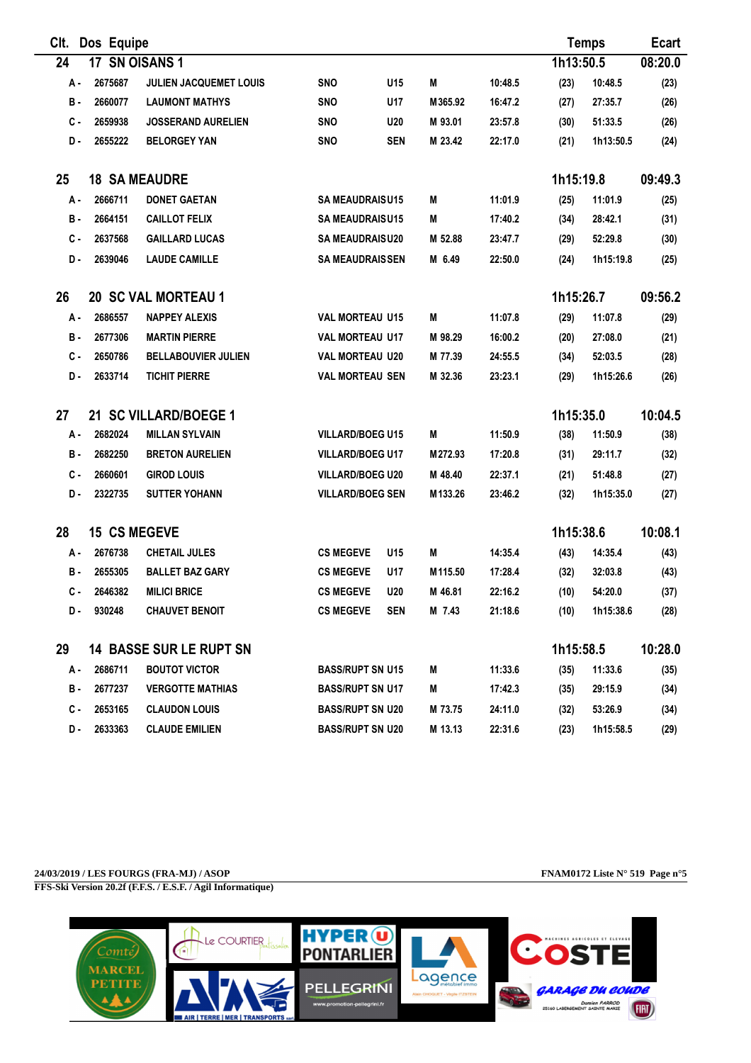| Clt. | Dos | Equipe | | | | | | | Temps | Ecart |
|---|---|---|---|---|---|---|---|---|---|---|
| 24 | 17 | SN OISANS 1 | | | | | | | 1h13:50.5 | 08:20.0 |
| A - | 2675687 | JULIEN JACQUEMET LOUIS | SNO | U15 | M | 10:48.5 | (23) | 10:48.5 | | (23) |
| B - | 2660077 | LAUMONT MATHYS | SNO | U17 | M 365.92 | 16:47.2 | (27) | 27:35.7 | | (26) |
| C - | 2659938 | JOSSERAND AURELIEN | SNO | U20 | M 93.01 | 23:57.8 | (30) | 51:33.5 | | (26) |
| D - | 2655222 | BELORGEY YAN | SNO | SEN | M 23.42 | 22:17.0 | (21) | 1h13:50.5 | | (24) |
| 25 | 18 | SA MEAUDRE | | | | | | | 1h15:19.8 | 09:49.3 |
| A - | 2666711 | DONET GAETAN | SA MEAUDRAIS | U15 | M | 11:01.9 | (25) | 11:01.9 | | (25) |
| B - | 2664151 | CAILLOT FELIX | SA MEAUDRAIS | U15 | M | 17:40.2 | (34) | 28:42.1 | | (31) |
| C - | 2637568 | GAILLARD LUCAS | SA MEAUDRAIS | U20 | M 52.88 | 23:47.7 | (29) | 52:29.8 | | (30) |
| D - | 2639046 | LAUDE CAMILLE | SA MEAUDRAIS | SEN | M 6.49 | 22:50.0 | (24) | 1h15:19.8 | | (25) |
| 26 | 20 | SC VAL MORTEAU 1 | | | | | | | 1h15:26.7 | 09:56.2 |
| A - | 2686557 | NAPPEY ALEXIS | VAL MORTEAU | U15 | M | 11:07.8 | (29) | 11:07.8 | | (29) |
| B - | 2677306 | MARTIN PIERRE | VAL MORTEAU | U17 | M 98.29 | 16:00.2 | (20) | 27:08.0 | | (21) |
| C - | 2650786 | BELLABOUVIER JULIEN | VAL MORTEAU | U20 | M 77.39 | 24:55.5 | (34) | 52:03.5 | | (28) |
| D - | 2633714 | TICHIT PIERRE | VAL MORTEAU | SEN | M 32.36 | 23:23.1 | (29) | 1h15:26.6 | | (26) |
| 27 | 21 | SC VILLARD/BOEGE 1 | | | | | | | 1h15:35.0 | 10:04.5 |
| A - | 2682024 | MILLAN SYLVAIN | VILLARD/BOEG | U15 | M | 11:50.9 | (38) | 11:50.9 | | (38) |
| B - | 2682250 | BRETON AURELIEN | VILLARD/BOEG | U17 | M 272.93 | 17:20.8 | (31) | 29:11.7 | | (32) |
| C - | 2660601 | GIROD LOUIS | VILLARD/BOEG | U20 | M 48.40 | 22:37.1 | (21) | 51:48.8 | | (27) |
| D - | 2322735 | SUTTER YOHANN | VILLARD/BOEG | SEN | M 133.26 | 23:46.2 | (32) | 1h15:35.0 | | (27) |
| 28 | 15 | CS MEGEVE | | | | | | | 1h15:38.6 | 10:08.1 |
| A - | 2676738 | CHETAIL JULES | CS MEGEVE | U15 | M | 14:35.4 | (43) | 14:35.4 | | (43) |
| B - | 2655305 | BALLET BAZ GARY | CS MEGEVE | U17 | M 115.50 | 17:28.4 | (32) | 32:03.8 | | (43) |
| C - | 2646382 | MILICI BRICE | CS MEGEVE | U20 | M 46.81 | 22:16.2 | (10) | 54:20.0 | | (37) |
| D - | 930248 | CHAUVET BENOIT | CS MEGEVE | SEN | M 7.43 | 21:18.6 | (10) | 1h15:38.6 | | (28) |
| 29 | 14 | BASSE SUR LE RUPT SN | | | | | | | 1h15:58.5 | 10:28.0 |
| A - | 2686711 | BOUTOT VICTOR | BASS/RUPT SN | U15 | M | 11:33.6 | (35) | 11:33.6 | | (35) |
| B - | 2677237 | VERGOTTE MATHIAS | BASS/RUPT SN | U17 | M | 17:42.3 | (35) | 29:15.9 | | (34) |
| C - | 2653165 | CLAUDON LOUIS | BASS/RUPT SN | U20 | M 73.75 | 24:11.0 | (32) | 53:26.9 | | (34) |
| D - | 2633363 | CLAUDE EMILIEN | BASS/RUPT SN | U20 | M 13.13 | 22:31.6 | (23) | 1h15:58.5 | | (29) |

24/03/2019 / LES FOURGS (FRA-MJ) / ASOP

FNAM0172 Liste N° 519 Page n°5

FFS-Ski Version 20.2f (F.F.S. / E.S.F. / Agil Informatique)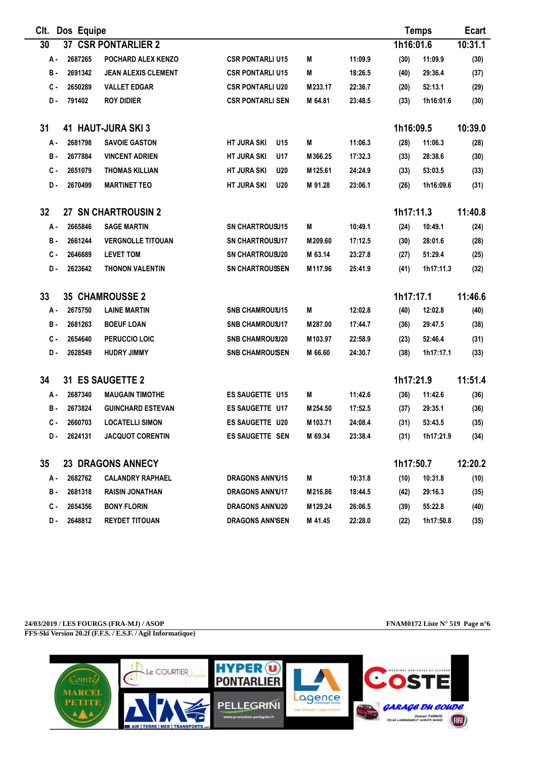| Clt. | Dos | Equipe | | | | | | Temps | Ecart |
|---|---|---|---|---|---|---|---|---|---|
| 30 | 37 | CSR PONTARLIER 2 | | | | | | 1h16:01.6 | 10:31.1 |
| A - | 2687265 | POCHARD ALEX KENZO | CSR PONTARLI U15 | M | | 11:09.9 | (30) | 11:09.9 | (30) |
| B - | 2691342 | JEAN ALEXIS CLEMENT | CSR PONTARLI U15 | M | | 18:26.5 | (40) | 29:36.4 | (37) |
| C - | 2650289 | VALLET EDGAR | CSR PONTARLI U20 | M | 233.17 | 22:36.7 | (20) | 52:13.1 | (29) |
| D - | 791402 | ROY DIDIER | CSR PONTARLI SEN | M | 64.81 | 23:48.5 | (33) | 1h16:01.6 | (30) |
| 31 | 41 | HAUT-JURA SKI 3 | | | | | | 1h16:09.5 | 10:39.0 |
| A - | 2681798 | SAVOIE GASTON | HT JURA SKI U15 | M | | 11:06.3 | (28) | 11:06.3 | (28) |
| B - | 2677884 | VINCENT ADRIEN | HT JURA SKI U17 | M | 366.25 | 17:32.3 | (33) | 28:38.6 | (30) |
| C - | 2651079 | THOMAS KILLIAN | HT JURA SKI U20 | M | 125.61 | 24:24.9 | (33) | 53:03.5 | (33) |
| D - | 2670499 | MARTINET TEO | HT JURA SKI U20 | M | 91.28 | 23:06.1 | (26) | 1h16:09.6 | (31) |
| 32 | 27 | SN CHARTROUSIN 2 | | | | | | 1h17:11.3 | 11:40.8 |
| A - | 2665846 | SAGE MARTIN | SN CHARTROUSU15 | M | | 10:49.1 | (24) | 10:49.1 | (24) |
| B - | 2661244 | VERGNOLLE TITOUAN | SN CHARTROUSU17 | M | 209.60 | 17:12.5 | (30) | 28:01.6 | (28) |
| C - | 2646689 | LEVET TOM | SN CHARTROUSU20 | M | 63.14 | 23:27.8 | (27) | 51:29.4 | (25) |
| D - | 2623642 | THONON VALENTIN | SN CHARTROUSSEN | M | 117.96 | 25:41.9 | (41) | 1h17:11.3 | (32) |
| 33 | 35 | CHAMROUSSE 2 | | | | | | 1h17:17.1 | 11:46.6 |
| A - | 2675750 | LAINE MARTIN | SNB CHAMROUSU15 | M | | 12:02.8 | (40) | 12:02.8 | (40) |
| B - | 2681263 | BOEUF LOAN | SNB CHAMROUSU17 | M | 287.00 | 17:44.7 | (36) | 29:47.5 | (38) |
| C - | 2654640 | PERUCCIO LOIC | SNB CHAMROUSU20 | M | 103.97 | 22:58.9 | (23) | 52:46.4 | (31) |
| D - | 2628549 | HUDRY JIMMY | SNB CHAMROUSSEN | M | 66.60 | 24:30.7 | (38) | 1h17:17.1 | (33) |
| 34 | 31 | ES SAUGETTE 2 | | | | | | 1h17:21.9 | 11:51.4 |
| A - | 2687340 | MAUGAIN TIMOTHE | ES SAUGETTE U15 | M | | 11:42.6 | (36) | 11:42.6 | (36) |
| B - | 2673824 | GUINCHARD ESTEVAN | ES SAUGETTE U17 | M | 254.50 | 17:52.5 | (37) | 29:35.1 | (36) |
| C - | 2660703 | LOCATELLI SIMON | ES SAUGETTE U20 | M | 103.71 | 24:08.4 | (31) | 53:43.5 | (35) |
| D - | 2624131 | JACQUOT CORENTIN | ES SAUGETTE SEN | M | 69.34 | 23:38.4 | (31) | 1h17:21.9 | (34) |
| 35 | 23 | DRAGONS ANNECY | | | | | | 1h17:50.7 | 12:20.2 |
| A - | 2682762 | CALANDRY RAPHAEL | DRAGONS ANNU15 | M | | 10:31.8 | (10) | 10:31.8 | (10) |
| B - | 2681318 | RAISIN JONATHAN | DRAGONS ANNU17 | M | 216.86 | 18:44.5 | (42) | 29:16.3 | (35) |
| C - | 2654356 | BONY FLORIN | DRAGONS ANNU20 | M | 129.24 | 26:06.5 | (39) | 55:22.8 | (40) |
| D - | 2648812 | REYDET TITOUAN | DRAGONS ANNSEN | M | 41.45 | 22:28.0 | (22) | 1h17:50.8 | (35) |

**24/03/2019 / LES FOURGS (FRA-MJ) / ASOP** — **FNAM0172 Liste N° 519**

**FFS-Ski Version 20.2f (F.F.S. / E.S.F. / Agil Informatique)**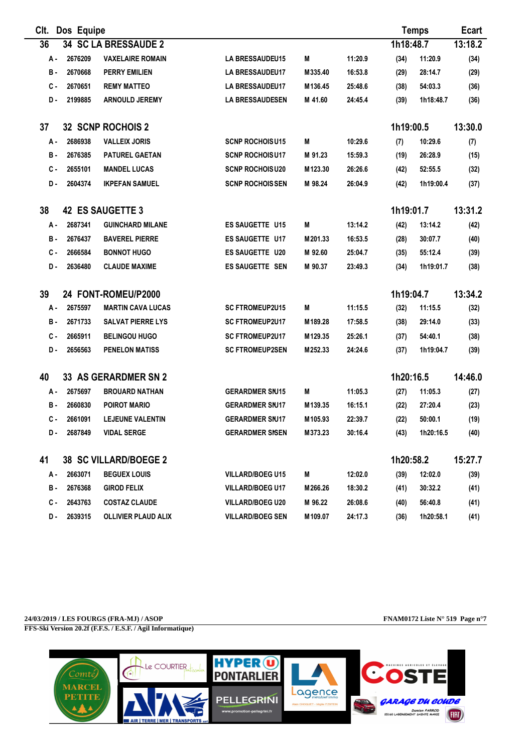| Clt. | Dos | Equipe | | | | | | | Temps | Ecart |
|---|---|---|---|---|---|---|---|---|---|---|
| 36 | 34 | SC LA BRESSAUDE 2 | | | | | | | 1h18:48.7 | 13:18.2 |
| A - | 2676209 | VAXELAIRE ROMAIN | LA BRESSAUDEU15 | M | | 11:20.9 | (34) | 11:20.9 | | (34) |
| B - | 2670668 | PERRY EMILIEN | LA BRESSAUDEU17 | M | 335.40 | 16:53.8 | (29) | 28:14.7 | | (29) |
| C - | 2670651 | REMY MATTEO | LA BRESSAUDEU17 | M | 136.45 | 25:48.6 | (38) | 54:03.3 | | (36) |
| D - | 2199885 | ARNOULD JEREMY | LA BRESSAUDESEN | M | 41.60 | 24:45.4 | (39) | 1h18:48.7 | | (36) |
| 37 | 32 | SCNP ROCHOIS 2 | | | | | | | 1h19:00.5 | 13:30.0 |
| A - | 2686938 | VALLEIX JORIS | SCNP ROCHOIS U15 | M | | 10:29.6 | (7) | 10:29.6 | | (7) |
| B - | 2676385 | PATUREL GAETAN | SCNP ROCHOIS U17 | M | 91.23 | 15:59.3 | (19) | 26:28.9 | | (15) |
| C - | 2655101 | MANDEL LUCAS | SCNP ROCHOIS U20 | M | 123.30 | 26:26.6 | (42) | 52:55.5 | | (32) |
| D - | 2604374 | IKPEFAN SAMUEL | SCNP ROCHOIS SEN | M | 98.24 | 26:04.9 | (42) | 1h19:00.4 | | (37) |
| 38 | 42 | ES SAUGETTE 3 | | | | | | | 1h19:01.7 | 13:31.2 |
| A - | 2687341 | GUINCHARD MILANE | ES SAUGETTE U15 | M | | 13:14.2 | (42) | 13:14.2 | | (42) |
| B - | 2676437 | BAVEREL PIERRE | ES SAUGETTE U17 | M | 201.33 | 16:53.5 | (28) | 30:07.7 | | (40) |
| C - | 2666584 | BONNOT HUGO | ES SAUGETTE U20 | M | 92.60 | 25:04.7 | (35) | 55:12.4 | | (39) |
| D - | 2636480 | CLAUDE MAXIME | ES SAUGETTE SEN | M | 90.37 | 23:49.3 | (34) | 1h19:01.7 | | (38) |
| 39 | 24 | FONT-ROMEU/P2000 | | | | | | | 1h19:04.7 | 13:34.2 |
| A - | 2675597 | MARTIN CAVA LUCAS | SC FTROMEUP2U15 | M | | 11:15.5 | (32) | 11:15.5 | | (32) |
| B - | 2671733 | SALVAT PIERRE LYS | SC FTROMEUP2U17 | M | 189.28 | 17:58.5 | (38) | 29:14.0 | | (33) |
| C - | 2665911 | BELINGOU HUGO | SC FTROMEUP2U17 | M | 129.35 | 25:26.1 | (37) | 54:40.1 | | (38) |
| D - | 2656563 | PENELON MATISS | SC FTROMEUP2SEN | M | 252.33 | 24:24.6 | (37) | 1h19:04.7 | | (39) |
| 40 | 33 | AS GERARDMER SN 2 | | | | | | | 1h20:16.5 | 14:46.0 |
| A - | 2675697 | BROUARD NATHAN | GERARDMER SNU15 | M | | 11:05.3 | (27) | 11:05.3 | | (27) |
| B - | 2660830 | POIROT MARIO | GERARDMER SNU17 | M | 139.35 | 16:15.1 | (22) | 27:20.4 | | (23) |
| C - | 2661091 | LEJEUNE VALENTIN | GERARDMER SNU17 | M | 105.93 | 22:39.7 | (22) | 50:00.1 | | (19) |
| D - | 2687849 | VIDAL SERGE | GERARDMER SNSEN | M | 373.23 | 30:16.4 | (43) | 1h20:16.5 | | (40) |
| 41 | 38 | SC VILLARD/BOEGE 2 | | | | | | | 1h20:58.2 | 15:27.7 |
| A - | 2663071 | BEGUEX LOUIS | VILLARD/BOEG U15 | M | | 12:02.0 | (39) | 12:02.0 | | (39) |
| B - | 2676368 | GIROD FELIX | VILLARD/BOEG U17 | M | 266.26 | 18:30.2 | (41) | 30:32.2 | | (41) |
| C - | 2643763 | COSTAZ CLAUDE | VILLARD/BOEG U20 | M | 96.22 | 26:08.6 | (40) | 56:40.8 | | (41) |
| D - | 2639315 | OLLIVIER PLAUD ALIX | VILLARD/BOEG SEN | M | 109.07 | 24:17.3 | (36) | 1h20:58.1 | | (41) |

**24/03/2019 / LES FOURGS (FRA-MJ) / ASOP** — **FNAM0172 Liste N° 519**

**FFS-Ski Version 20.2f (F.F.S. / E.S.F. / Agil Informatique)**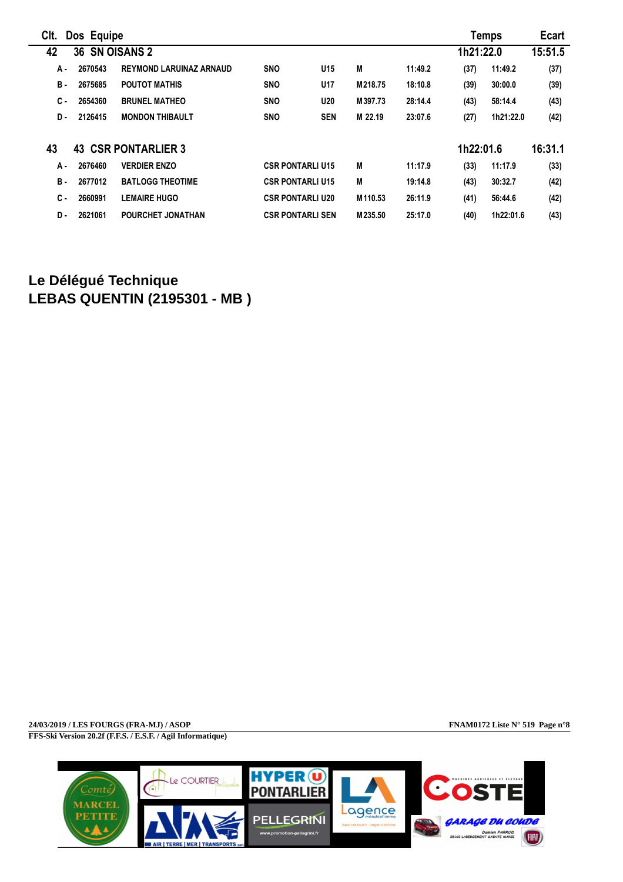| Clt. | Dos | Equipe | | | | | | | Temps | Ecart |
|---|---|---|---|---|---|---|---|---|---|---|
| 42 | 36 | SN OISANS 2 | | | | | | | 1h21:22.0 | 15:51.5 |
| A - | 2670543 | REYMOND LARUINAZ ARNAUD | SNO | U15 | M | 11:49.2 | (37) | 11:49.2 | | (37) |
| B - | 2675685 | POUTOT MATHIS | SNO | U17 | M218.75 | 18:10.8 | (39) | 30:00.0 | | (39) |
| C - | 2654360 | BRUNEL MATHEO | SNO | U20 | M397.73 | 28:14.4 | (43) | 58:14.4 | | (43) |
| D - | 2126415 | MONDON THIBAULT | SNO | SEN | M 22.19 | 23:07.6 | (27) | 1h21:22.0 | | (42) |
| 43 | 43 | CSR PONTARLIER 3 | | | | | | | 1h22:01.6 | 16:31.1 |
| A - | 2676460 | VERDIER ENZO | CSR PONTARLI | U15 | M | 11:17.9 | (33) | 11:17.9 | | (33) |
| B - | 2677012 | BATLOGG THEOTIME | CSR PONTARLI | U15 | M | 19:14.8 | (43) | 30:32.7 | | (42) |
| C - | 2660991 | LEMAIRE HUGO | CSR PONTARLI | U20 | M110.53 | 26:11.9 | (41) | 56:44.6 | | (42) |
| D - | 2621061 | POURCHET JONATHAN | CSR PONTARLI | SEN | M235.50 | 25:17.0 | (40) | 1h22:01.6 | | (43) |

**Le Délégué Technique**
**LEBAS QUENTIN (2195301 - MB )**

24/03/2019 / LES FOURGS (FRA-MJ) / ASOP — FNAM0172 Liste N° 519

FFS-Ski Version 20.2f (F.F.S. / E.S.F. / Agil Informatique)